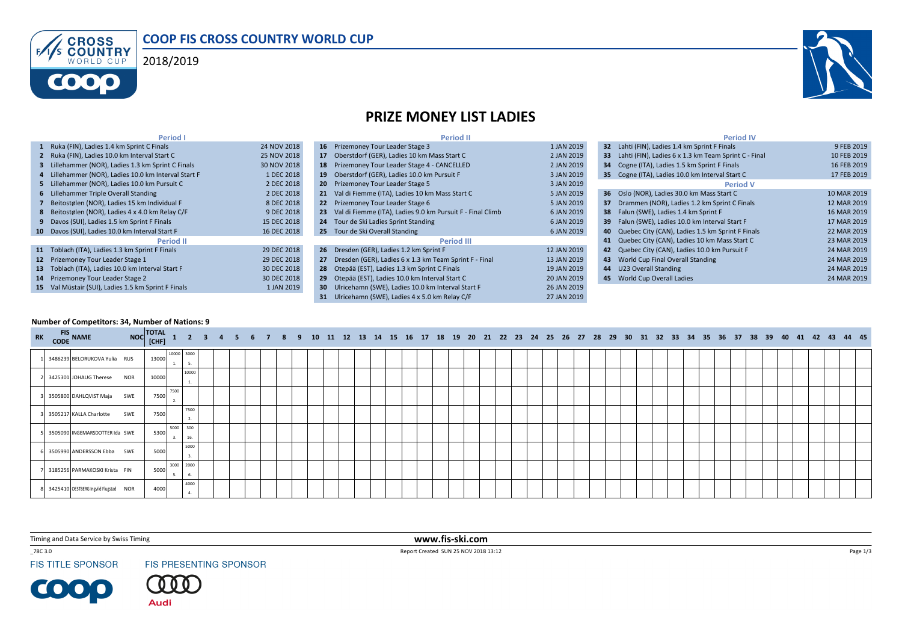# COOP FIS CROSS COUNTRY WORLD CUP

2018/2019

## PRIZE MONEY LIST LADIES

| Period I | | |
|---|---|---|
| 1 | Ruka (FIN), Ladies 1.4 km Sprint C Finals | 24 NOV 2018 |
| 2 | Ruka (FIN), Ladies 10.0 km Interval Start C | 25 NOV 2018 |
| 3 | Lillehammer (NOR), Ladies 1.3 km Sprint C Finals | 30 NOV 2018 |
| 4 | Lillehammer (NOR), Ladies 10.0 km Interval Start F | 1 DEC 2018 |
| 5 | Lillehammer (NOR), Ladies 10.0 km Pursuit C | 2 DEC 2018 |
| 6 | Lillehammer Triple Overall Standing | 2 DEC 2018 |
| 7 | Beitostølen (NOR), Ladies 15 km Individual F | 8 DEC 2018 |
| 8 | Beitostølen (NOR), Ladies 4 x 4.0 km Relay C/F | 9 DEC 2018 |
| 9 | Davos (SUI), Ladies 1.5 km Sprint F Finals | 15 DEC 2018 |
| 10 | Davos (SUI), Ladies 10.0 km Interval Start F | 16 DEC 2018 |

| Period II | | |
|---|---|---|
| 11 | Toblach (ITA), Ladies 1.3 km Sprint F Finals | 29 DEC 2018 |
| 12 | Prizemoney Tour Leader Stage 1 | 29 DEC 2018 |
| 13 | Toblach (ITA), Ladies 10.0 km Interval Start F | 30 DEC 2018 |
| 14 | Prizemoney Tour Leader Stage 2 | 30 DEC 2018 |
| 15 | Val Müstair (SUI), Ladies 1.5 km Sprint F Finals | 1 JAN 2019 |
| 16 | Prizemoney Tour Leader Stage 3 | 1 JAN 2019 |
| 17 | Oberstdorf (GER), Ladies 10 km Mass Start C | 2 JAN 2019 |
| 18 | Prizemoney Tour Leader Stage 4 - CANCELLED | 2 JAN 2019 |
| 19 | Oberstdorf (GER), Ladies 10.0 km Pursuit F | 3 JAN 2019 |
| 20 | Prizemoney Tour Leader Stage 5 | 3 JAN 2019 |
| 21 | Val di Fiemme (ITA), Ladies 10 km Mass Start C | 5 JAN 2019 |
| 22 | Prizemoney Tour Leader Stage 6 | 5 JAN 2019 |
| 23 | Val di Fiemme (ITA), Ladies 9.0 km Pursuit F - Final Climb | 6 JAN 2019 |
| 24 | Tour de Ski Ladies Sprint Standing | 6 JAN 2019 |
| 25 | Tour de Ski Overall Standing | 6 JAN 2019 |

| Period III | | |
|---|---|---|
| 26 | Dresden (GER), Ladies 1.2 km Sprint F | 12 JAN 2019 |
| 27 | Dresden (GER), Ladies 6 x 1.3 km Team Sprint F - Final | 13 JAN 2019 |
| 28 | Otepää (EST), Ladies 1.3 km Sprint C Finals | 19 JAN 2019 |
| 29 | Otepää (EST), Ladies 10.0 km Interval Start C | 20 JAN 2019 |
| 30 | Ulricehamn (SWE), Ladies 10.0 km Interval Start F | 26 JAN 2019 |
| 31 | Ulricehamn (SWE), Ladies 4 x 5.0 km Relay C/F | 27 JAN 2019 |

| Period IV | | |
|---|---|---|
| 32 | Lahti (FIN), Ladies 1.4 km Sprint F Finals | 9 FEB 2019 |
| 33 | Lahti (FIN), Ladies 6 x 1.3 km Team Sprint C - Final | 10 FEB 2019 |
| 34 | Cogne (ITA), Ladies 1.5 km Sprint F Finals | 16 FEB 2019 |
| 35 | Cogne (ITA), Ladies 10.0 km Interval Start C | 17 FEB 2019 |

| Period V | | |
|---|---|---|
| 36 | Oslo (NOR), Ladies 30.0 km Mass Start C | 10 MAR 2019 |
| 37 | Drammen (NOR), Ladies 1.2 km Sprint C Finals | 12 MAR 2019 |
| 38 | Falun (SWE), Ladies 1.4 km Sprint F | 16 MAR 2019 |
| 39 | Falun (SWE), Ladies 10.0 km Interval Start F | 17 MAR 2019 |
| 40 | Quebec City (CAN), Ladies 1.5 km Sprint F Finals | 22 MAR 2019 |
| 41 | Quebec City (CAN), Ladies 10 km Mass Start C | 23 MAR 2019 |
| 42 | Quebec City (CAN), Ladies 10.0 km Pursuit F | 24 MAR 2019 |
| 43 | World Cup Final Overall Standing | 24 MAR 2019 |
| 44 | U23 Overall Standing | 24 MAR 2019 |
| 45 | World Cup Overall Ladies | 24 MAR 2019 |

**Number of Competitors: 34, Number of Nations: 9**

| RK | FIS CODE | NAME | NOC | TOTAL [CHF] | 1 | 2 | 3 | 4 | 5 | 6 | 7 | 8 | 9 | 10 | 11 | 12 | 13 | 14 | 15 | 16 | 17 | 18 | 19 | 20 | 21 | 22 | 23 | 24 | 25 | 26 | 27 | 28 | 29 | 30 | 31 | 32 | 33 | 34 | 35 | 36 | 37 | 38 | 39 | 40 | 41 | 42 | 43 | 44 | 45 |
|---|---|---|---|---|---|---|---|---|---|---|---|---|---|---|---|---|---|---|---|---|---|---|---|---|---|---|---|---|---|---|---|---|---|---|---|---|---|---|---|---|---|---|---|---|---|---|---|---|---|
| 1 | 3486239 | BELORUKOVA Yulia | RUS | 13000 | 10000 1. | 3000 5. | | | | | | | | | | | | | | | | | | | | | | | | | | | | | | | | | | | | | | | | | | | |
| 2 | 3425301 | JOHAUG Therese | NOR | 10000 | | 10000 1. | | | | | | | | | | | | | | | | | | | | | | | | | | | | | | | | | | | | | | | | | | | |
| 3 | 3505800 | DAHLQVIST Maja | SWE | 7500 | 7500 2. | | | | | | | | | | | | | | | | | | | | | | | | | | | | | | | | | | | | | | | | | | | | |
| 3 | 3505217 | KALLA Charlotte | SWE | 7500 | | 7500 2. | | | | | | | | | | | | | | | | | | | | | | | | | | | | | | | | | | | | | | | | | | | |
| 5 | 3505090 | INGEMARSDOTTER Ida | SWE | 5300 | 5000 3. | 300 16. | | | | | | | | | | | | | | | | | | | | | | | | | | | | | | | | | | | | | | | | | | | |
| 6 | 3505990 | ANDERSSON Ebba | SWE | 5000 | | 5000 3. | | | | | | | | | | | | | | | | | | | | | | | | | | | | | | | | | | | | | | | | | | | |
| 7 | 3185256 | PARMAKOSKI Krista | FIN | 5000 | 3000 5. | 2000 6. | | | | | | | | | | | | | | | | | | | | | | | | | | | | | | | | | | | | | | | | | | | |
| 8 | 3425410 | OESTBERG Ingvild Flugstad | NOR | 4000 | | 4000 4. | | | | | | | | | | | | | | | | | | | | | | | | | | | | | | | | | | | | | | | | | | | |

Timing and Data Service by Swiss Timing

www.fis-ski.com

_78C 3.0

Report Created SUN 25 NOV 2018 13:12

FIS TITLE SPONSOR

FIS PRESENTING SPONSOR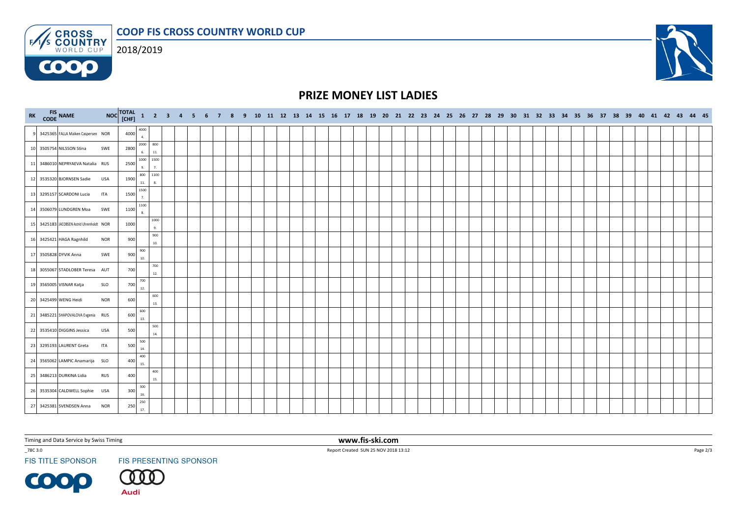# COOP FIS CROSS COUNTRY WORLD CUP

2018/2019

## PRIZE MONEY LIST LADIES

| RK | FIS CODE | NAME | NOC | TOTAL [CHF] | 1 | 2 | 3 | 4 | 5 | 6 | 7 | 8 | 9 | 10 | 11 | 12 | 13 | 14 | 15 | 16 | 17 | 18 | 19 | 20 | 21 | 22 | 23 | 24 | 25 | 26 | 27 | 28 | 29 | 30 | 31 | 32 | 33 | 34 | 35 | 36 | 37 | 38 | 39 | 40 | 41 | 42 | 43 | 44 | 45 |
|---|---|---|---|---|---|---|---|---|---|---|---|---|---|---|---|---|---|---|---|---|---|---|---|---|---|---|---|---|---|---|---|---|---|---|---|---|---|---|---|---|---|---|---|---|---|---|---|---|---|
| 9 | 3425365 | FALLA Maiken Caspersen | NOR | 4000 | 4000 4. | | | | | | | | | | | | | | | | | | | | | | | | | | | | | | | | | | | | | | | | | | | | |
| 10 | 3505754 | NILSSON Stina | SWE | 2800 | 2000 6. | 800 11. | | | | | | | | | | | | | | | | | | | | | | | | | | | | | | | | | | | | | | | | | | | |
| 11 | 3486010 | NEPRYAEVA Natalia | RUS | 2500 | 1000 9. | 1500 7. | | | | | | | | | | | | | | | | | | | | | | | | | | | | | | | | | | | | | | | | | | | |
| 12 | 3535320 | BJORNSEN Sadie | USA | 1900 | 800 11. | 1100 8. | | | | | | | | | | | | | | | | | | | | | | | | | | | | | | | | | | | | | | | | | | | |
| 13 | 3295157 | SCARDONI Lucia | ITA | 1500 | 1500 7. | | | | | | | | | | | | | | | | | | | | | | | | | | | | | | | | | | | | | | | | | | | | |
| 14 | 3506079 | LUNDGREN Moa | SWE | 1100 | 1100 8. | | | | | | | | | | | | | | | | | | | | | | | | | | | | | | | | | | | | | | | | | | | | |
| 15 | 3425183 | JACOBSEN Astrid Uhrenholdt | NOR | 1000 | | 1000 9. | | | | | | | | | | | | | | | | | | | | | | | | | | | | | | | | | | | | | | | | | | | |
| 16 | 3425421 | HAGA Ragnhild | NOR | 900 | | 900 10. | | | | | | | | | | | | | | | | | | | | | | | | | | | | | | | | | | | | | | | | | | | |
| 17 | 3505828 | DYVIK Anna | SWE | 900 | 900 10. | | | | | | | | | | | | | | | | | | | | | | | | | | | | | | | | | | | | | | | | | | | | |
| 18 | 3055067 | STADLOBER Teresa | AUT | 700 | | 700 12. | | | | | | | | | | | | | | | | | | | | | | | | | | | | | | | | | | | | | | | | | | | |
| 19 | 3565005 | VISNAR Katja | SLO | 700 | 700 12. | | | | | | | | | | | | | | | | | | | | | | | | | | | | | | | | | | | | | | | | | | | | |
| 20 | 3425499 | WENG Heidi | NOR | 600 | | 600 13. | | | | | | | | | | | | | | | | | | | | | | | | | | | | | | | | | | | | | | | | | | | |
| 21 | 3485221 | SHAPOVALOVA Evgenia | RUS | 600 | 600 13. | | | | | | | | | | | | | | | | | | | | | | | | | | | | | | | | | | | | | | | | | | | | |
| 22 | 3535410 | DIGGINS Jessica | USA | 500 | | 500 14. | | | | | | | | | | | | | | | | | | | | | | | | | | | | | | | | | | | | | | | | | | | |
| 23 | 3295193 | LAURENT Greta | ITA | 500 | 500 14. | | | | | | | | | | | | | | | | | | | | | | | | | | | | | | | | | | | | | | | | | | | | |
| 24 | 3565062 | LAMPIC Anamarija | SLO | 400 | 400 15. | | | | | | | | | | | | | | | | | | | | | | | | | | | | | | | | | | | | | | | | | | | | |
| 25 | 3486213 | DURKINA Lidia | RUS | 400 | | 400 15. | | | | | | | | | | | | | | | | | | | | | | | | | | | | | | | | | | | | | | | | | | | |
| 26 | 3535304 | CALDWELL Sophie | USA | 300 | 300 16. | | | | | | | | | | | | | | | | | | | | | | | | | | | | | | | | | | | | | | | | | | | | |
| 27 | 3425381 | SVENDSEN Anna | NOR | 250 | 250 17. | | | | | | | | | | | | | | | | | | | | | | | | | | | | | | | | | | | | | | | | | | | | |

Timing and Data Service by Swiss Timing

www.fis-ski.com

_78C 3.0

Report Created SUN 25 NOV 2018 13:12

FIS TITLE SPONSOR

FIS PRESENTING SPONSOR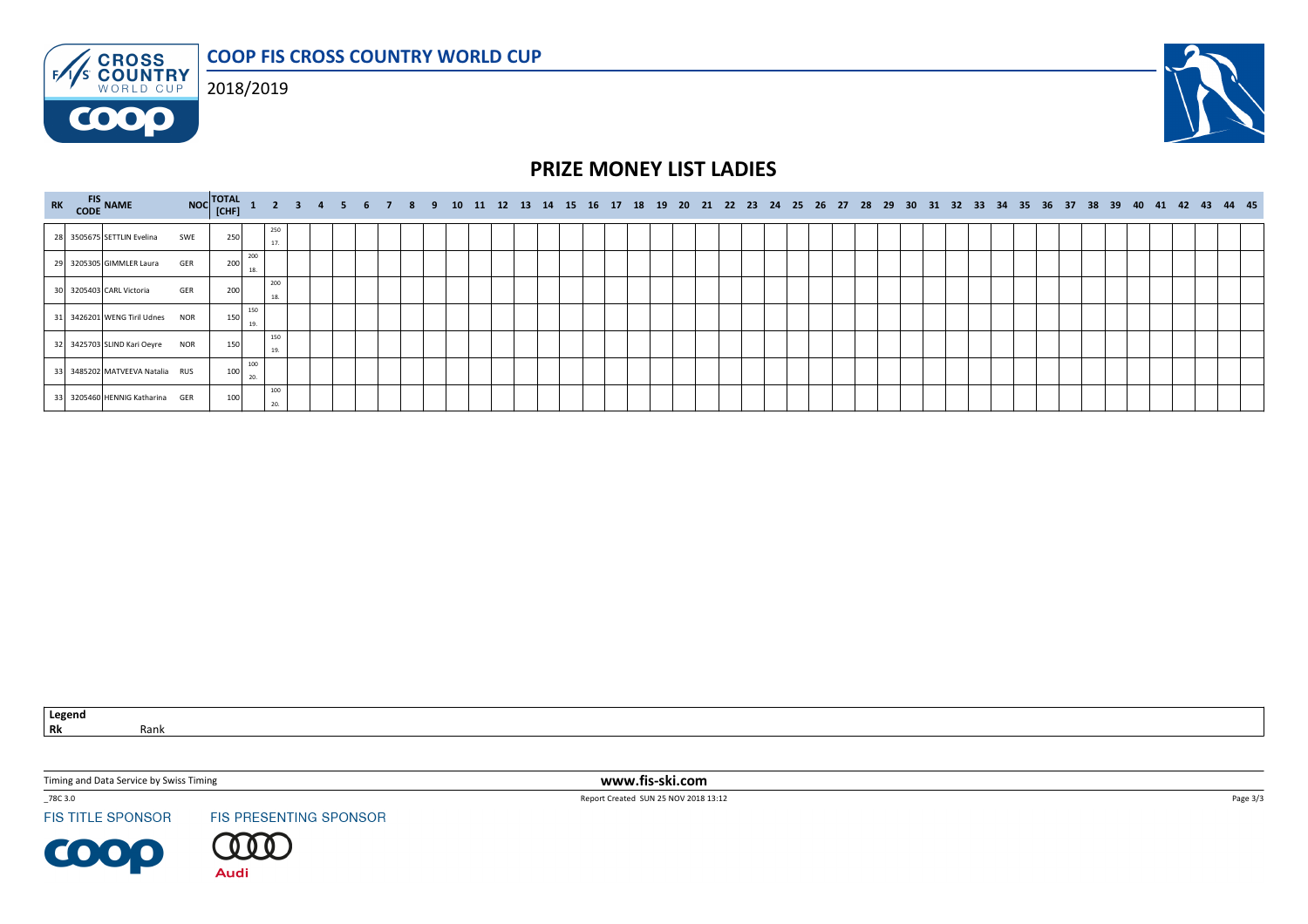## PRIZE MONEY LIST LADIES

| RK | FIS CODE | NAME | NOC | TOTAL [CHF] | 1 | 2 | 3 | 4 | 5 | 6 | 7 | 8 | 9 | 10 | 11 | 12 | 13 | 14 | 15 | 16 | 17 | 18 | 19 | 20 | 21 | 22 | 23 | 24 | 25 | 26 | 27 | 28 | 29 | 30 | 31 | 32 | 33 | 34 | 35 | 36 | 37 | 38 | 39 | 40 | 41 | 42 | 43 | 44 | 45 |
|---|---|---|---|---|---|---|---|---|---|---|---|---|---|---|---|---|---|---|---|---|---|---|---|---|---|---|---|---|---|---|---|---|---|---|---|---|---|---|---|---|---|---|---|---|---|---|---|---|---|
| 28 | 3505675 | SETTLIN Evelina | SWE | 250 | | 250 17. | | | | | | | | | | | | | | | | | | | | | | | | | | | | | | | | | | | | | | | | | | | |
| 29 | 3205305 | GIMMLER Laura | GER | 200 | 200 18. | | | | | | | | | | | | | | | | | | | | | | | | | | | | | | | | | | | | | | | | | | | | |
| 30 | 3205403 | CARL Victoria | GER | 200 | | 200 18. | | | | | | | | | | | | | | | | | | | | | | | | | | | | | | | | | | | | | | | | | | | |
| 31 | 3426201 | WENG Tiril Udnes | NOR | 150 | 150 19. | | | | | | | | | | | | | | | | | | | | | | | | | | | | | | | | | | | | | | | | | | | | |
| 32 | 3425703 | SLIND Kari Oeyre | NOR | 150 | | 150 19. | | | | | | | | | | | | | | | | | | | | | | | | | | | | | | | | | | | | | | | | | | | |
| 33 | 3485202 | MATVEEVA Natalia | RUS | 100 | 100 20. | | | | | | | | | | | | | | | | | | | | | | | | | | | | | | | | | | | | | | | | | | | | |
| 33 | 3205460 | HENNIG Katharina | GER | 100 | | 100 20. | | | | | | | | | | | | | | | | | | | | | | | | | | | | | | | | | | | | | | | | | | | |

**Legend**

**Rk** Rank

Timing and Data Service by Swiss Timing

**www.fis-ski.com**

_78C 3.0

Report Created SUN 25 NOV 2018 13:12

FIS TITLE SPONSOR FIS PRESENTING SPONSOR